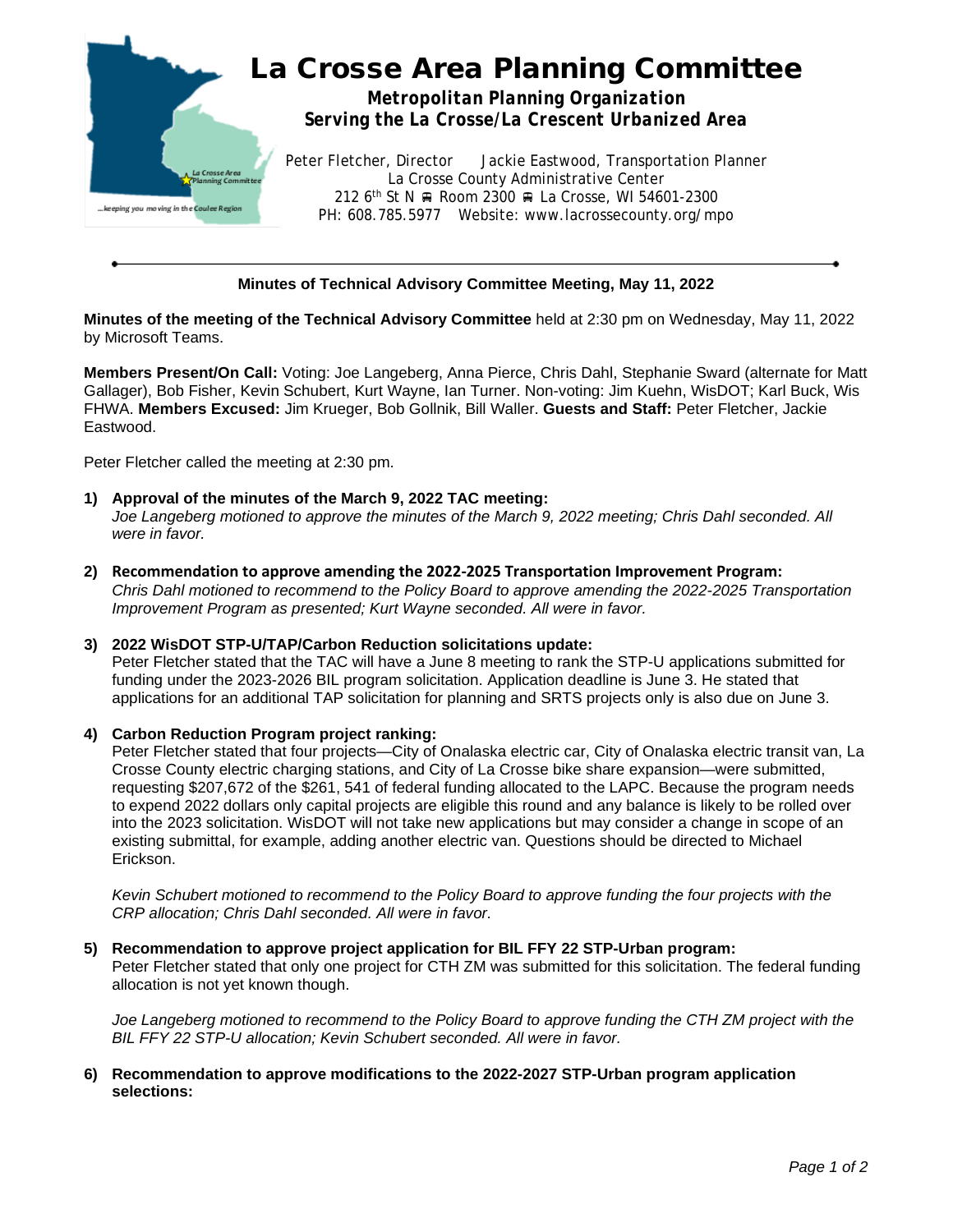# La Crosse Area Planning Committee

**Metropolitan Planning Organization**
**Serving the La Crosse/La Crescent Urbanized Area**

Peter Fletcher, Director  Jackie Eastwood, Transportation Planner
La Crosse County Administrative Center
212 6th St N ⛟ Room 2300 ⛟ La Crosse, WI 54601-2300
PH: 608.785.5977  Website: www.lacrossecounty.org/mpo

---

**Minutes of Technical Advisory Committee Meeting, May 11, 2022**

**Minutes of the meeting of the Technical Advisory Committee** held at 2:30 pm on Wednesday, May 11, 2022 by Microsoft Teams.

**Members Present/On Call:** Voting: Joe Langeberg, Anna Pierce, Chris Dahl, Stephanie Sward (alternate for Matt Gallager), Bob Fisher, Kevin Schubert, Kurt Wayne, Ian Turner. Non-voting: Jim Kuehn, WisDOT; Karl Buck, Wis FHWA. **Members Excused:** Jim Krueger, Bob Gollnik, Bill Waller. **Guests and Staff:** Peter Fletcher, Jackie Eastwood.

Peter Fletcher called the meeting at 2:30 pm.

1) **Approval of the minutes of the March 9, 2022 TAC meeting:**
   *Joe Langeberg motioned to approve the minutes of the March 9, 2022 meeting; Chris Dahl seconded. All were in favor.*

2) **Recommendation to approve amending the 2022-2025 Transportation Improvement Program:**
   *Chris Dahl motioned to recommend to the Policy Board to approve amending the 2022-2025 Transportation Improvement Program as presented; Kurt Wayne seconded. All were in favor.*

3) **2022 WisDOT STP-U/TAP/Carbon Reduction solicitations update:**
   Peter Fletcher stated that the TAC will have a June 8 meeting to rank the STP-U applications submitted for funding under the 2023-2026 BIL program solicitation. Application deadline is June 3. He stated that applications for an additional TAP solicitation for planning and SRTS projects only is also due on June 3.

4) **Carbon Reduction Program project ranking:**
   Peter Fletcher stated that four projects—City of Onalaska electric car, City of Onalaska electric transit van, La Crosse County electric charging stations, and City of La Crosse bike share expansion—were submitted, requesting $207,672 of the $261, 541 of federal funding allocated to the LAPC. Because the program needs to expend 2022 dollars only capital projects are eligible this round and any balance is likely to be rolled over into the 2023 solicitation. WisDOT will not take new applications but may consider a change in scope of an existing submittal, for example, adding another electric van. Questions should be directed to Michael Erickson.

   *Kevin Schubert motioned to recommend to the Policy Board to approve funding the four projects with the CRP allocation; Chris Dahl seconded. All were in favor.*

5) **Recommendation to approve project application for BIL FFY 22 STP-Urban program:**
   Peter Fletcher stated that only one project for CTH ZM was submitted for this solicitation. The federal funding allocation is not yet known though.

   *Joe Langeberg motioned to recommend to the Policy Board to approve funding the CTH ZM project with the BIL FFY 22 STP-U allocation; Kevin Schubert seconded. All were in favor.*

6) **Recommendation to approve modifications to the 2022-2027 STP-Urban program application selections:**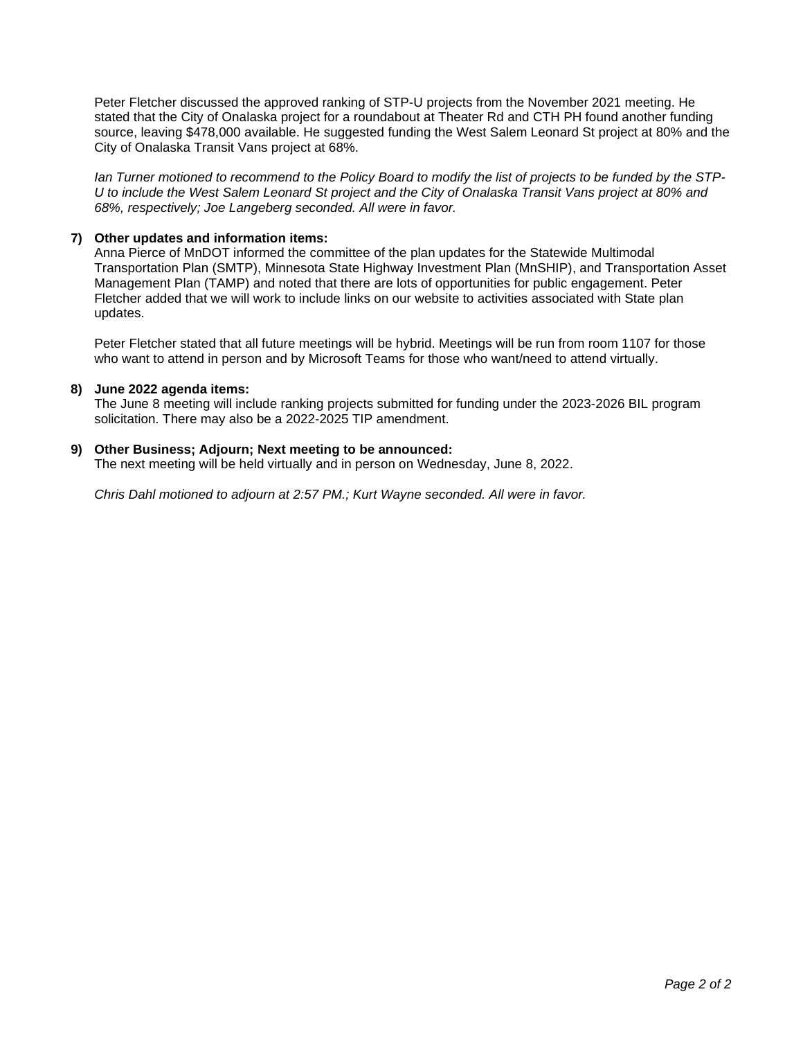Peter Fletcher discussed the approved ranking of STP-U projects from the November 2021 meeting. He stated that the City of Onalaska project for a roundabout at Theater Rd and CTH PH found another funding source, leaving $478,000 available. He suggested funding the West Salem Leonard St project at 80% and the City of Onalaska Transit Vans project at 68%.

*Ian Turner motioned to recommend to the Policy Board to modify the list of projects to be funded by the STP-U to include the West Salem Leonard St project and the City of Onalaska Transit Vans project at 80% and 68%, respectively; Joe Langeberg seconded. All were in favor.*

**7) Other updates and information items:**

Anna Pierce of MnDOT informed the committee of the plan updates for the Statewide Multimodal Transportation Plan (SMTP), Minnesota State Highway Investment Plan (MnSHIP), and Transportation Asset Management Plan (TAMP) and noted that there are lots of opportunities for public engagement. Peter Fletcher added that we will work to include links on our website to activities associated with State plan updates.

Peter Fletcher stated that all future meetings will be hybrid. Meetings will be run from room 1107 for those who want to attend in person and by Microsoft Teams for those who want/need to attend virtually.

**8) June 2022 agenda items:**

The June 8 meeting will include ranking projects submitted for funding under the 2023-2026 BIL program solicitation. There may also be a 2022-2025 TIP amendment.

**9) Other Business; Adjourn; Next meeting to be announced:**

The next meeting will be held virtually and in person on Wednesday, June 8, 2022.

*Chris Dahl motioned to adjourn at 2:57 PM.; Kurt Wayne seconded. All were in favor.*